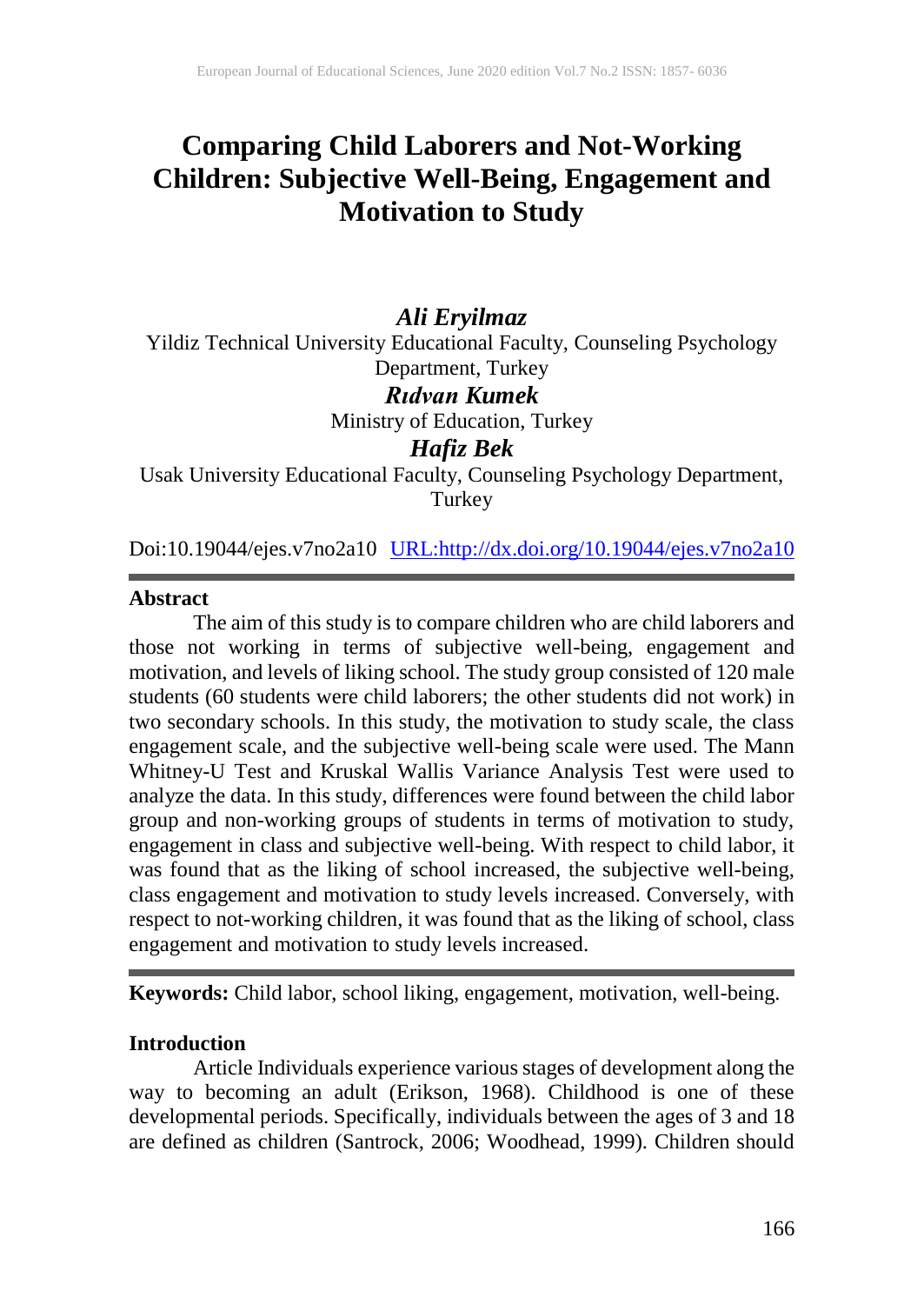# Comparing Child Laborers and Not-Working Children: Subjective Well-Being, Engagement and Motivation to Study

***Ali Eryilmaz***

Yildiz Technical University Educational Faculty, Counseling Psychology Department, Turkey

***Rıdvan Kumek***

Ministry of Education, Turkey

***Hafiz Bek***

Usak University Educational Faculty, Counseling Psychology Department, Turkey

Doi:10.19044/ejes.v7no2a10 [URL:http://dx.doi.org/10.19044/ejes.v7no2a10](http://dx.doi.org/10.19044/ejes.v7no2a10)

---

## Abstract

The aim of this study is to compare children who are child laborers and those not working in terms of subjective well-being, engagement and motivation, and levels of liking school. The study group consisted of 120 male students (60 students were child laborers; the other students did not work) in two secondary schools. In this study, the motivation to study scale, the class engagement scale, and the subjective well-being scale were used. The Mann Whitney-U Test and Kruskal Wallis Variance Analysis Test were used to analyze the data. In this study, differences were found between the child labor group and non-working groups of students in terms of motivation to study, engagement in class and subjective well-being. With respect to child labor, it was found that as the liking of school increased, the subjective well-being, class engagement and motivation to study levels increased. Conversely, with respect to not-working children, it was found that as the liking of school, class engagement and motivation to study levels increased.

---

**Keywords:** Child labor, school liking, engagement, motivation, well-being.

## Introduction

Article Individuals experience various stages of development along the way to becoming an adult (Erikson, 1968). Childhood is one of these developmental periods. Specifically, individuals between the ages of 3 and 18 are defined as children (Santrock, 2006; Woodhead, 1999). Children should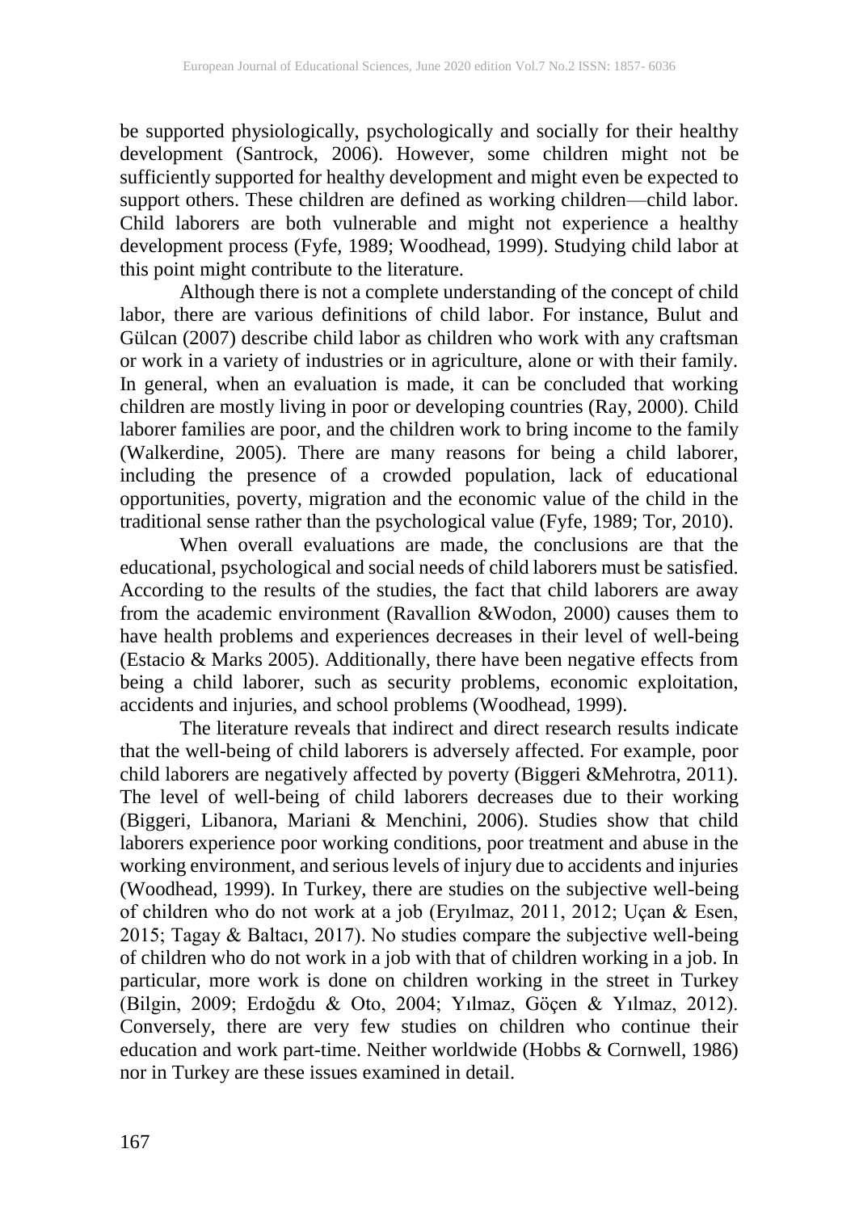be supported physiologically, psychologically and socially for their healthy development (Santrock, 2006). However, some children might not be sufficiently supported for healthy development and might even be expected to support others. These children are defined as working children—child labor. Child laborers are both vulnerable and might not experience a healthy development process (Fyfe, 1989; Woodhead, 1999). Studying child labor at this point might contribute to the literature.

Although there is not a complete understanding of the concept of child labor, there are various definitions of child labor. For instance, Bulut and Gülcan (2007) describe child labor as children who work with any craftsman or work in a variety of industries or in agriculture, alone or with their family. In general, when an evaluation is made, it can be concluded that working children are mostly living in poor or developing countries (Ray, 2000). Child laborer families are poor, and the children work to bring income to the family (Walkerdine, 2005). There are many reasons for being a child laborer, including the presence of a crowded population, lack of educational opportunities, poverty, migration and the economic value of the child in the traditional sense rather than the psychological value (Fyfe, 1989; Tor, 2010).

When overall evaluations are made, the conclusions are that the educational, psychological and social needs of child laborers must be satisfied. According to the results of the studies, the fact that child laborers are away from the academic environment (Ravallion &Wodon, 2000) causes them to have health problems and experiences decreases in their level of well-being (Estacio & Marks 2005). Additionally, there have been negative effects from being a child laborer, such as security problems, economic exploitation, accidents and injuries, and school problems (Woodhead, 1999).

The literature reveals that indirect and direct research results indicate that the well-being of child laborers is adversely affected. For example, poor child laborers are negatively affected by poverty (Biggeri &Mehrotra, 2011). The level of well-being of child laborers decreases due to their working (Biggeri, Libanora, Mariani & Menchini, 2006). Studies show that child laborers experience poor working conditions, poor treatment and abuse in the working environment, and serious levels of injury due to accidents and injuries (Woodhead, 1999). In Turkey, there are studies on the subjective well-being of children who do not work at a job (Eryılmaz, 2011, 2012; Uçan & Esen, 2015; Tagay & Baltacı, 2017). No studies compare the subjective well-being of children who do not work in a job with that of children working in a job. In particular, more work is done on children working in the street in Turkey (Bilgin, 2009; Erdoğdu & Oto, 2004; Yılmaz, Göçen & Yılmaz, 2012). Conversely, there are very few studies on children who continue their education and work part-time. Neither worldwide (Hobbs & Cornwell, 1986) nor in Turkey are these issues examined in detail.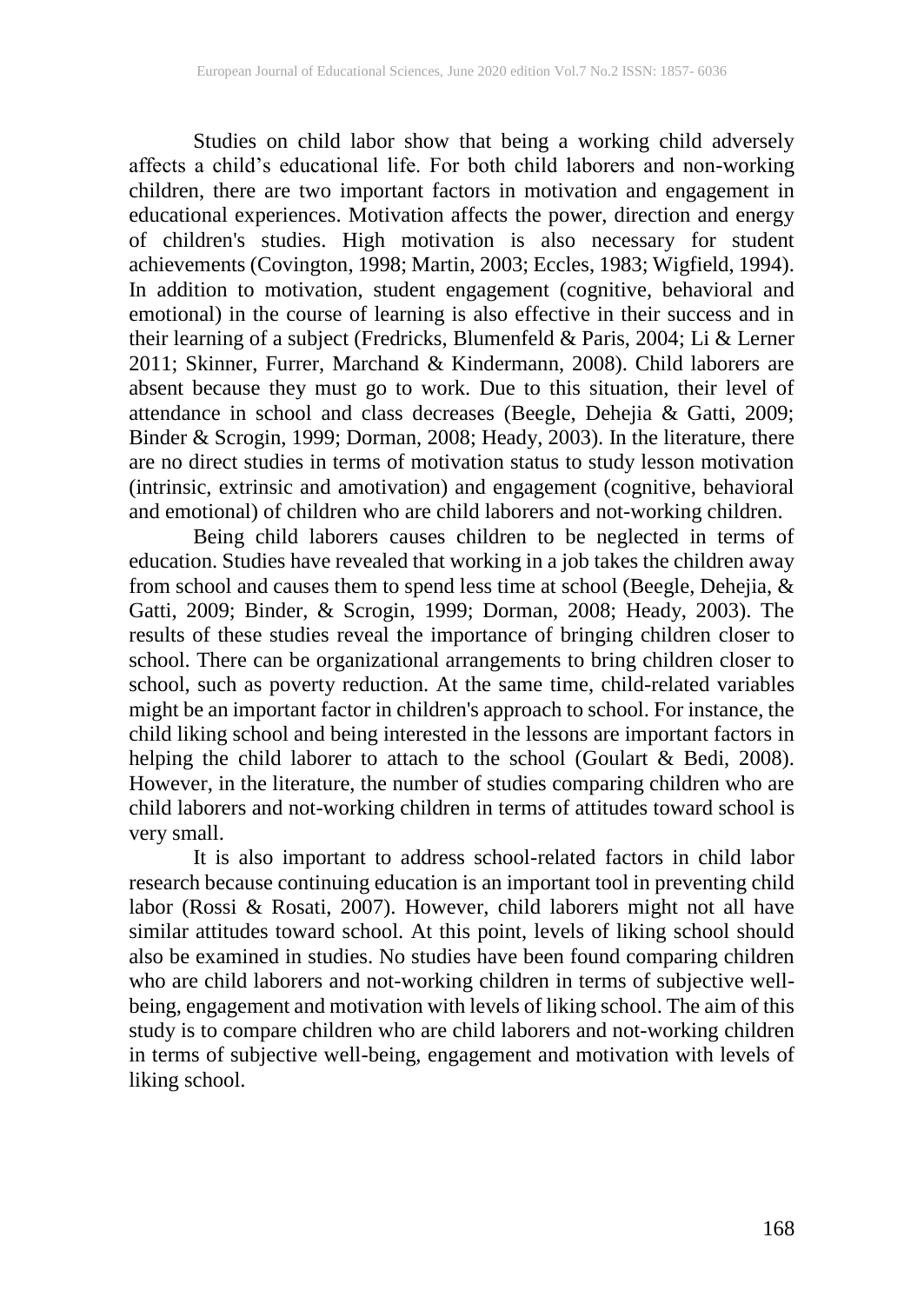Studies on child labor show that being a working child adversely affects a child's educational life. For both child laborers and non-working children, there are two important factors in motivation and engagement in educational experiences. Motivation affects the power, direction and energy of children's studies. High motivation is also necessary for student achievements (Covington, 1998; Martin, 2003; Eccles, 1983; Wigfield, 1994). In addition to motivation, student engagement (cognitive, behavioral and emotional) in the course of learning is also effective in their success and in their learning of a subject (Fredricks, Blumenfeld & Paris, 2004; Li & Lerner 2011; Skinner, Furrer, Marchand & Kindermann, 2008). Child laborers are absent because they must go to work. Due to this situation, their level of attendance in school and class decreases (Beegle, Dehejia & Gatti, 2009; Binder & Scrogin, 1999; Dorman, 2008; Heady, 2003). In the literature, there are no direct studies in terms of motivation status to study lesson motivation (intrinsic, extrinsic and amotivation) and engagement (cognitive, behavioral and emotional) of children who are child laborers and not-working children.

Being child laborers causes children to be neglected in terms of education. Studies have revealed that working in a job takes the children away from school and causes them to spend less time at school (Beegle, Dehejia, & Gatti, 2009; Binder, & Scrogin, 1999; Dorman, 2008; Heady, 2003). The results of these studies reveal the importance of bringing children closer to school. There can be organizational arrangements to bring children closer to school, such as poverty reduction. At the same time, child-related variables might be an important factor in children's approach to school. For instance, the child liking school and being interested in the lessons are important factors in helping the child laborer to attach to the school (Goulart & Bedi, 2008). However, in the literature, the number of studies comparing children who are child laborers and not-working children in terms of attitudes toward school is very small.

It is also important to address school-related factors in child labor research because continuing education is an important tool in preventing child labor (Rossi & Rosati, 2007). However, child laborers might not all have similar attitudes toward school. At this point, levels of liking school should also be examined in studies. No studies have been found comparing children who are child laborers and not-working children in terms of subjective well-being, engagement and motivation with levels of liking school. The aim of this study is to compare children who are child laborers and not-working children in terms of subjective well-being, engagement and motivation with levels of liking school.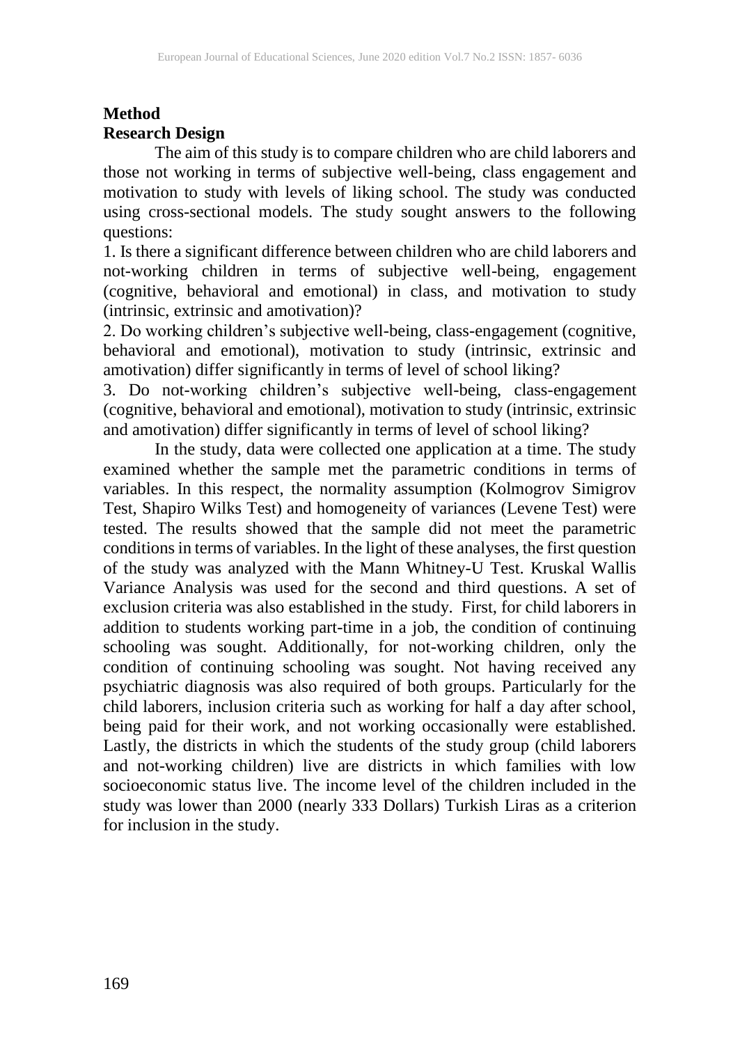## Method

### Research Design

The aim of this study is to compare children who are child laborers and those not working in terms of subjective well-being, class engagement and motivation to study with levels of liking school. The study was conducted using cross-sectional models. The study sought answers to the following questions:

1. Is there a significant difference between children who are child laborers and not-working children in terms of subjective well-being, engagement (cognitive, behavioral and emotional) in class, and motivation to study (intrinsic, extrinsic and amotivation)?
2. Do working children's subjective well-being, class-engagement (cognitive, behavioral and emotional), motivation to study (intrinsic, extrinsic and amotivation) differ significantly in terms of level of school liking?
3. Do not-working children's subjective well-being, class-engagement (cognitive, behavioral and emotional), motivation to study (intrinsic, extrinsic and amotivation) differ significantly in terms of level of school liking?

In the study, data were collected one application at a time. The study examined whether the sample met the parametric conditions in terms of variables. In this respect, the normality assumption (Kolmogrov Simigrov Test, Shapiro Wilks Test) and homogeneity of variances (Levene Test) were tested. The results showed that the sample did not meet the parametric conditions in terms of variables. In the light of these analyses, the first question of the study was analyzed with the Mann Whitney-U Test. Kruskal Wallis Variance Analysis was used for the second and third questions. A set of exclusion criteria was also established in the study. First, for child laborers in addition to students working part-time in a job, the condition of continuing schooling was sought. Additionally, for not-working children, only the condition of continuing schooling was sought. Not having received any psychiatric diagnosis was also required of both groups. Particularly for the child laborers, inclusion criteria such as working for half a day after school, being paid for their work, and not working occasionally were established. Lastly, the districts in which the students of the study group (child laborers and not-working children) live are districts in which families with low socioeconomic status live. The income level of the children included in the study was lower than 2000 (nearly 333 Dollars) Turkish Liras as a criterion for inclusion in the study.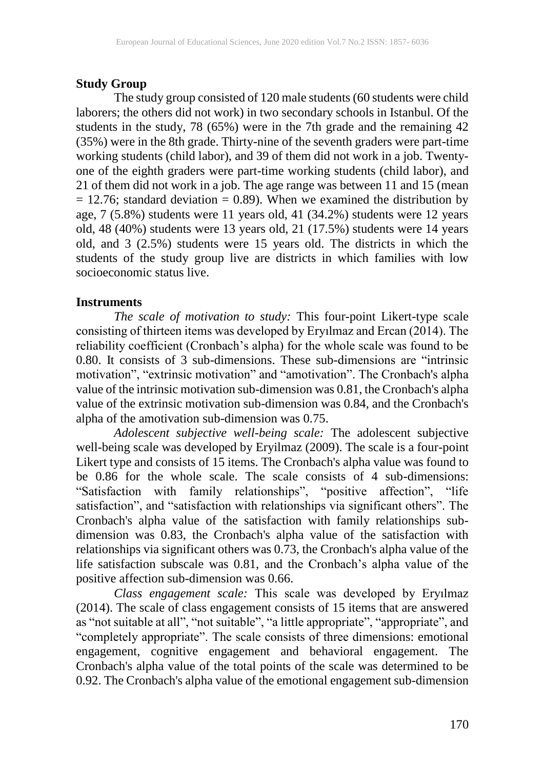**Study Group**

The study group consisted of 120 male students (60 students were child laborers; the others did not work) in two secondary schools in Istanbul. Of the students in the study, 78 (65%) were in the 7th grade and the remaining 42 (35%) were in the 8th grade. Thirty-nine of the seventh graders were part-time working students (child labor), and 39 of them did not work in a job. Twenty-one of the eighth graders were part-time working students (child labor), and 21 of them did not work in a job. The age range was between 11 and 15 (mean = 12.76; standard deviation = 0.89). When we examined the distribution by age, 7 (5.8%) students were 11 years old, 41 (34.2%) students were 12 years old, 48 (40%) students were 13 years old, 21 (17.5%) students were 14 years old, and 3 (2.5%) students were 15 years old. The districts in which the students of the study group live are districts in which families with low socioeconomic status live.

**Instruments**

*The scale of motivation to study:* This four-point Likert-type scale consisting of thirteen items was developed by Eryılmaz and Ercan (2014). The reliability coefficient (Cronbach's alpha) for the whole scale was found to be 0.80. It consists of 3 sub-dimensions. These sub-dimensions are "intrinsic motivation", "extrinsic motivation" and "amotivation". The Cronbach's alpha value of the intrinsic motivation sub-dimension was 0.81, the Cronbach's alpha value of the extrinsic motivation sub-dimension was 0.84, and the Cronbach's alpha of the amotivation sub-dimension was 0.75.

*Adolescent subjective well-being scale:* The adolescent subjective well-being scale was developed by Eryilmaz (2009). The scale is a four-point Likert type and consists of 15 items. The Cronbach's alpha value was found to be 0.86 for the whole scale. The scale consists of 4 sub-dimensions: "Satisfaction with family relationships", "positive affection", "life satisfaction", and "satisfaction with relationships via significant others". The Cronbach's alpha value of the satisfaction with family relationships sub-dimension was 0.83, the Cronbach's alpha value of the satisfaction with relationships via significant others was 0.73, the Cronbach's alpha value of the life satisfaction subscale was 0.81, and the Cronbach's alpha value of the positive affection sub-dimension was 0.66.

*Class engagement scale:* This scale was developed by Eryılmaz (2014). The scale of class engagement consists of 15 items that are answered as "not suitable at all", "not suitable", "a little appropriate", "appropriate", and "completely appropriate". The scale consists of three dimensions: emotional engagement, cognitive engagement and behavioral engagement. The Cronbach's alpha value of the total points of the scale was determined to be 0.92. The Cronbach's alpha value of the emotional engagement sub-dimension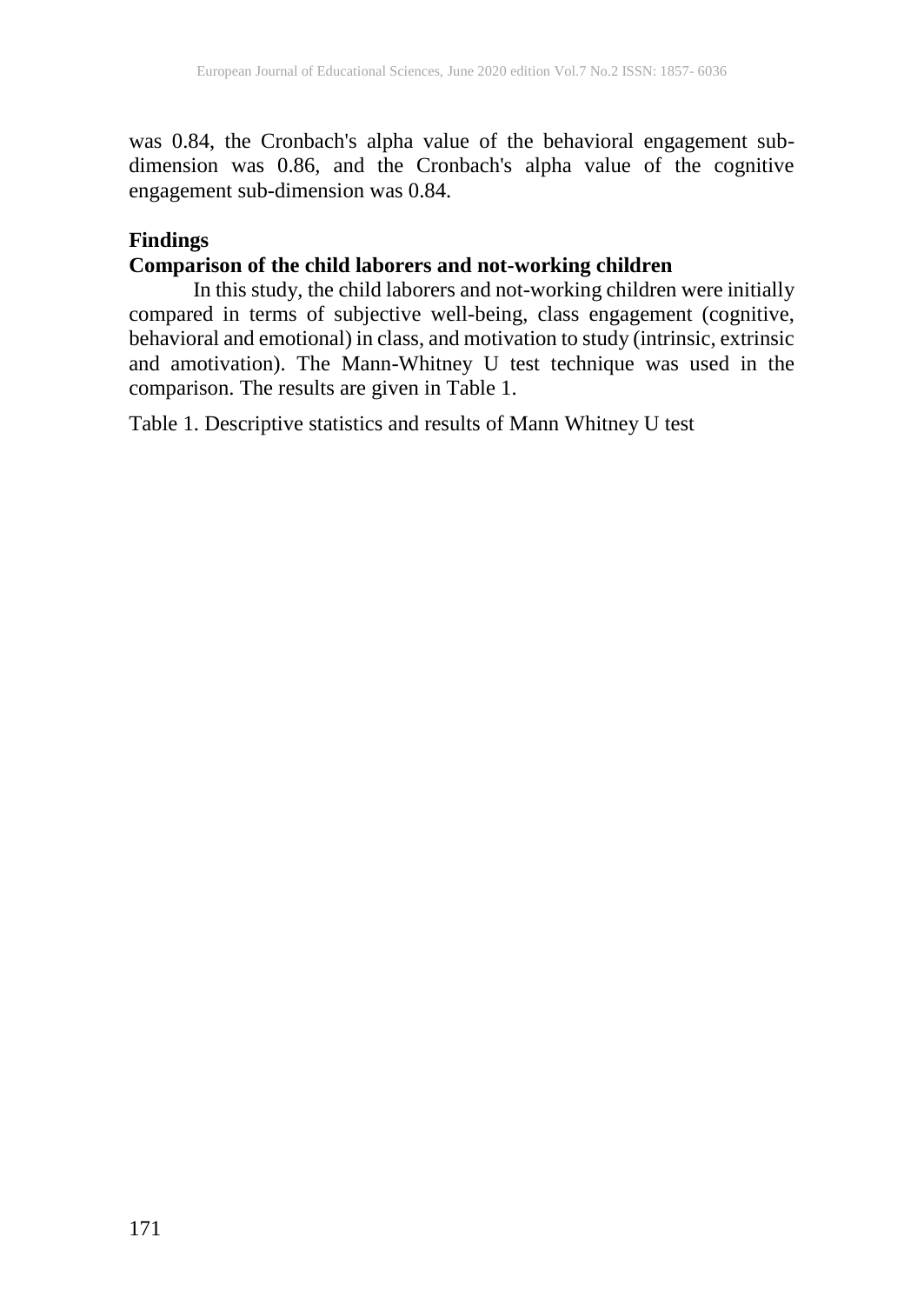was 0.84, the Cronbach's alpha value of the behavioral engagement sub-dimension was 0.86, and the Cronbach's alpha value of the cognitive engagement sub-dimension was 0.84.

## Findings

### Comparison of the child laborers and not-working children

In this study, the child laborers and not-working children were initially compared in terms of subjective well-being, class engagement (cognitive, behavioral and emotional) in class, and motivation to study (intrinsic, extrinsic and amotivation). The Mann-Whitney U test technique was used in the comparison. The results are given in Table 1.

Table 1. Descriptive statistics and results of Mann Whitney U test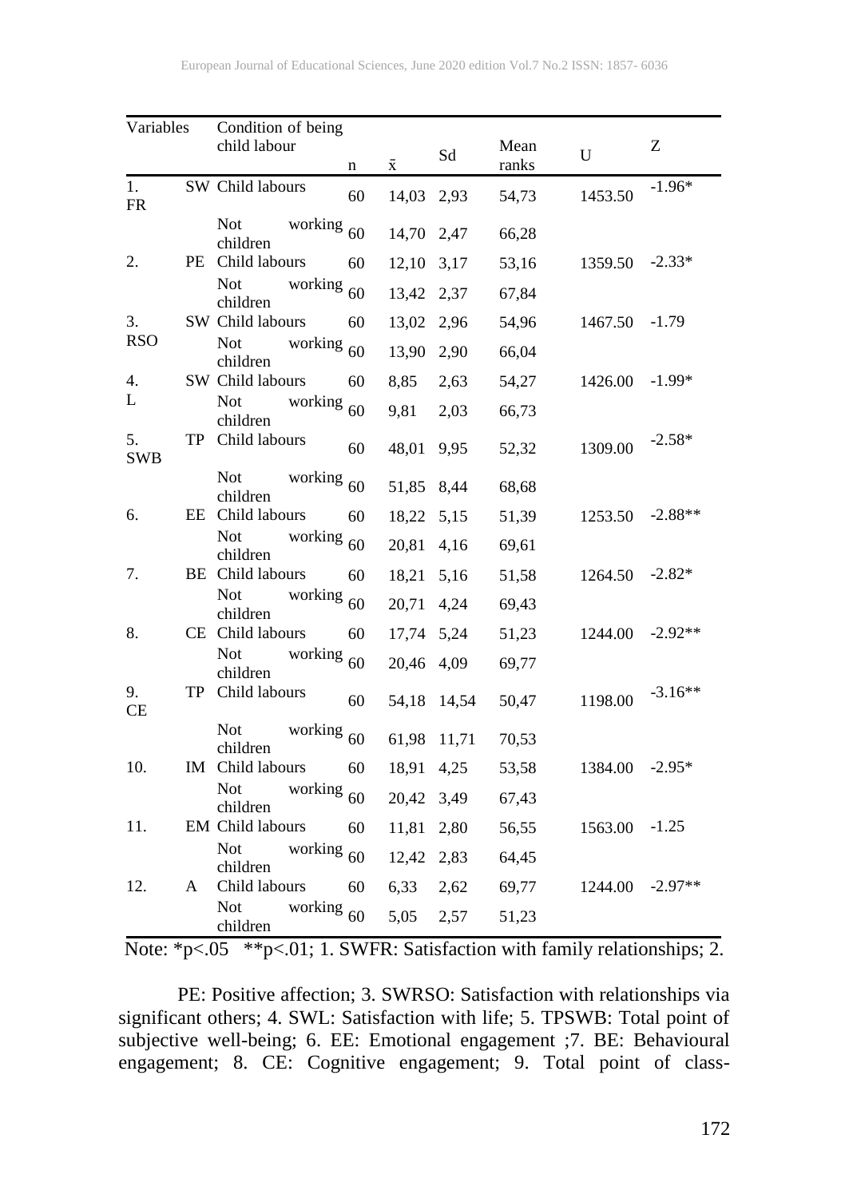| Variables | Condition of being child labour | n | x̄ | Sd | Mean ranks | U | Z |
|---|---|---|---|---|---|---|---|
| 1. SWFR | Child labours | 60 | 14,03 | 2,93 | 54,73 | 1453.50 | -1.96* |
| | Not working children | 60 | 14,70 | 2,47 | 66,28 | | |
| 2. PE | Child labours | 60 | 12,10 | 3,17 | 53,16 | 1359.50 | -2.33* |
| | Not working children | 60 | 13,42 | 2,37 | 67,84 | | |
| 3. SWRSO | Child labours | 60 | 13,02 | 2,96 | 54,96 | 1467.50 | -1.79 |
| | Not working children | 60 | 13,90 | 2,90 | 66,04 | | |
| 4. SWL | Child labours | 60 | 8,85 | 2,63 | 54,27 | 1426.00 | -1.99* |
| | Not working children | 60 | 9,81 | 2,03 | 66,73 | | |
| 5. TPSWB | Child labours | 60 | 48,01 | 9,95 | 52,32 | 1309.00 | -2.58* |
| | Not working children | 60 | 51,85 | 8,44 | 68,68 | | |
| 6. EE | Child labours | 60 | 18,22 | 5,15 | 51,39 | 1253.50 | -2.88** |
| | Not working children | 60 | 20,81 | 4,16 | 69,61 | | |
| 7. BE | Child labours | 60 | 18,21 | 5,16 | 51,58 | 1264.50 | -2.82* |
| | Not working children | 60 | 20,71 | 4,24 | 69,43 | | |
| 8. CE | Child labours | 60 | 17,74 | 5,24 | 51,23 | 1244.00 | -2.92** |
| | Not working children | 60 | 20,46 | 4,09 | 69,77 | | |
| 9. TPCE | Child labours | 60 | 54,18 | 14,54 | 50,47 | 1198.00 | -3.16** |
| | Not working children | 60 | 61,98 | 11,71 | 70,53 | | |
| 10. IM | Child labours | 60 | 18,91 | 4,25 | 53,58 | 1384.00 | -2.95* |
| | Not working children | 60 | 20,42 | 3,49 | 67,43 | | |
| 11. EM | Child labours | 60 | 11,81 | 2,80 | 56,55 | 1563.00 | -1.25 |
| | Not working children | 60 | 12,42 | 2,83 | 64,45 | | |
| 12. A | Child labours | 60 | 6,33 | 2,62 | 69,77 | 1244.00 | -2.97** |
| | Not working children | 60 | 5,05 | 2,57 | 51,23 | | |

Note: *p<.05 **p<.01; 1. SWFR: Satisfaction with family relationships; 2. PE: Positive affection; 3. SWRSO: Satisfaction with relationships via significant others; 4. SWL: Satisfaction with life; 5. TPSWB: Total point of subjective well-being; 6. EE: Emotional engagement ;7. BE: Behavioural engagement; 8. CE: Cognitive engagement; 9. Total point of class-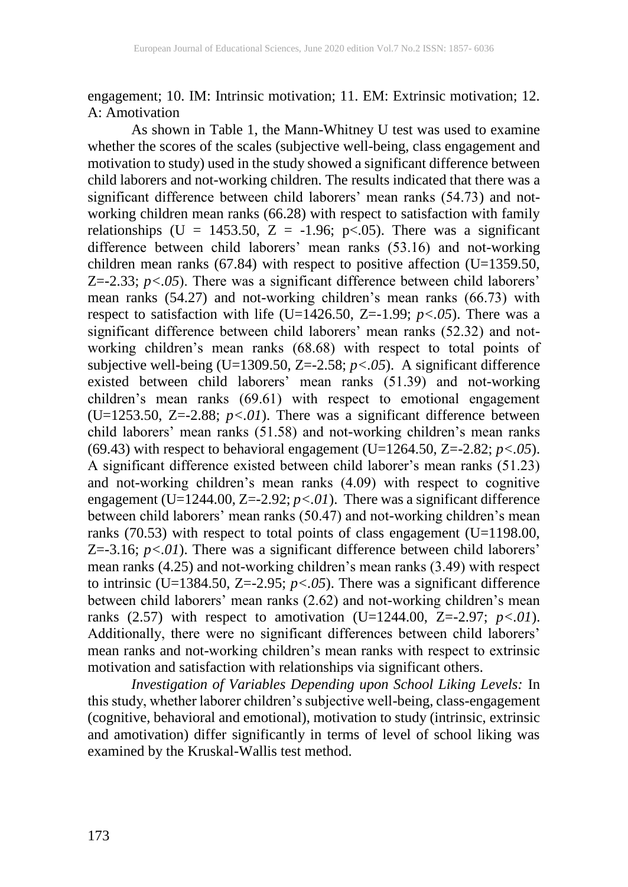engagement; 10. IM: Intrinsic motivation; 11. EM: Extrinsic motivation; 12. A: Amotivation

As shown in Table 1, the Mann-Whitney U test was used to examine whether the scores of the scales (subjective well-being, class engagement and motivation to study) used in the study showed a significant difference between child laborers and not-working children. The results indicated that there was a significant difference between child laborers' mean ranks (54.73) and not-working children mean ranks (66.28) with respect to satisfaction with family relationships (U = 1453.50, Z = -1.96; p<.05). There was a significant difference between child laborers' mean ranks (53.16) and not-working children mean ranks (67.84) with respect to positive affection (U=1359.50, Z=-2.33; *p<.05*). There was a significant difference between child laborers' mean ranks (54.27) and not-working children's mean ranks (66.73) with respect to satisfaction with life (U=1426.50, Z=-1.99; *p<.05*). There was a significant difference between child laborers' mean ranks (52.32) and not-working children's mean ranks (68.68) with respect to total points of subjective well-being (U=1309.50, Z=-2.58; *p<.05*). A significant difference existed between child laborers' mean ranks (51.39) and not-working children's mean ranks (69.61) with respect to emotional engagement (U=1253.50, Z=-2.88; *p<.01*). There was a significant difference between child laborers' mean ranks (51.58) and not-working children's mean ranks (69.43) with respect to behavioral engagement (U=1264.50, Z=-2.82; *p<.05*). A significant difference existed between child laborer's mean ranks (51.23) and not-working children's mean ranks (4.09) with respect to cognitive engagement (U=1244.00, Z=-2.92; *p<.01*). There was a significant difference between child laborers' mean ranks (50.47) and not-working children's mean ranks (70.53) with respect to total points of class engagement (U=1198.00, Z=-3.16; *p<.01*). There was a significant difference between child laborers' mean ranks (4.25) and not-working children's mean ranks (3.49) with respect to intrinsic (U=1384.50, Z=-2.95; *p<.05*). There was a significant difference between child laborers' mean ranks (2.62) and not-working children's mean ranks (2.57) with respect to amotivation (U=1244.00, Z=-2.97; *p<.01*). Additionally, there were no significant differences between child laborers' mean ranks and not-working children's mean ranks with respect to extrinsic motivation and satisfaction with relationships via significant others.

*Investigation of Variables Depending upon School Liking Levels:* In this study, whether laborer children's subjective well-being, class-engagement (cognitive, behavioral and emotional), motivation to study (intrinsic, extrinsic and amotivation) differ significantly in terms of level of school liking was examined by the Kruskal-Wallis test method.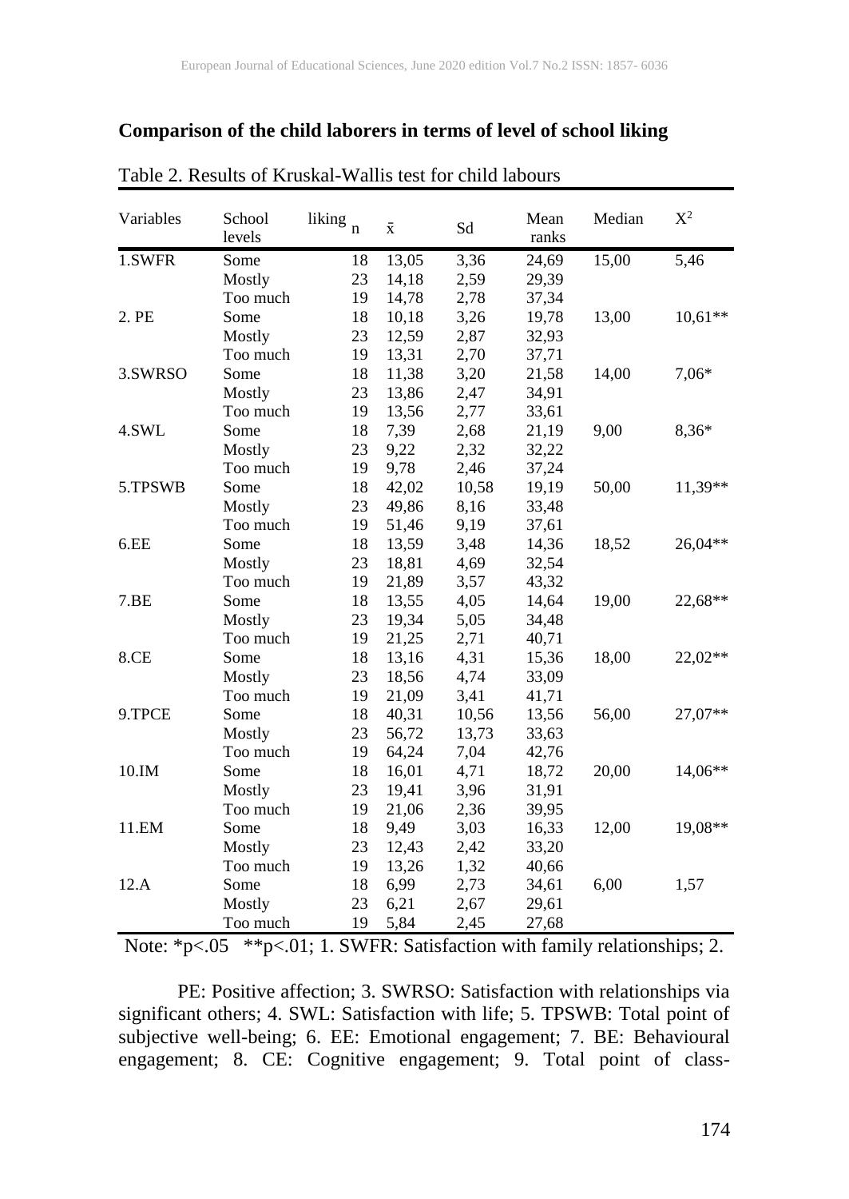**Comparison of the child laborers in terms of level of school liking**

Table 2. Results of Kruskal-Wallis test for child labours

| Variables | School liking levels | n | x̄ | Sd | Mean ranks | Median | $X^2$ |
|---|---|---|---|---|---|---|---|
| 1.SWFR | Some | 18 | 13,05 | 3,36 | 24,69 | 15,00 | 5,46 |
| | Mostly | 23 | 14,18 | 2,59 | 29,39 | | |
| | Too much | 19 | 14,78 | 2,78 | 37,34 | | |
| 2. PE | Some | 18 | 10,18 | 3,26 | 19,78 | 13,00 | 10,61** |
| | Mostly | 23 | 12,59 | 2,87 | 32,93 | | |
| | Too much | 19 | 13,31 | 2,70 | 37,71 | | |
| 3.SWRSO | Some | 18 | 11,38 | 3,20 | 21,58 | 14,00 | 7,06* |
| | Mostly | 23 | 13,86 | 2,47 | 34,91 | | |
| | Too much | 19 | 13,56 | 2,77 | 33,61 | | |
| 4.SWL | Some | 18 | 7,39 | 2,68 | 21,19 | 9,00 | 8,36* |
| | Mostly | 23 | 9,22 | 2,32 | 32,22 | | |
| | Too much | 19 | 9,78 | 2,46 | 37,24 | | |
| 5.TPSWB | Some | 18 | 42,02 | 10,58 | 19,19 | 50,00 | 11,39** |
| | Mostly | 23 | 49,86 | 8,16 | 33,48 | | |
| | Too much | 19 | 51,46 | 9,19 | 37,61 | | |
| 6.EE | Some | 18 | 13,59 | 3,48 | 14,36 | 18,52 | 26,04** |
| | Mostly | 23 | 18,81 | 4,69 | 32,54 | | |
| | Too much | 19 | 21,89 | 3,57 | 43,32 | | |
| 7.BE | Some | 18 | 13,55 | 4,05 | 14,64 | 19,00 | 22,68** |
| | Mostly | 23 | 19,34 | 5,05 | 34,48 | | |
| | Too much | 19 | 21,25 | 2,71 | 40,71 | | |
| 8.CE | Some | 18 | 13,16 | 4,31 | 15,36 | 18,00 | 22,02** |
| | Mostly | 23 | 18,56 | 4,74 | 33,09 | | |
| | Too much | 19 | 21,09 | 3,41 | 41,71 | | |
| 9.TPCE | Some | 18 | 40,31 | 10,56 | 13,56 | 56,00 | 27,07** |
| | Mostly | 23 | 56,72 | 13,73 | 33,63 | | |
| | Too much | 19 | 64,24 | 7,04 | 42,76 | | |
| 10.IM | Some | 18 | 16,01 | 4,71 | 18,72 | 20,00 | 14,06** |
| | Mostly | 23 | 19,41 | 3,96 | 31,91 | | |
| | Too much | 19 | 21,06 | 2,36 | 39,95 | | |
| 11.EM | Some | 18 | 9,49 | 3,03 | 16,33 | 12,00 | 19,08** |
| | Mostly | 23 | 12,43 | 2,42 | 33,20 | | |
| | Too much | 19 | 13,26 | 1,32 | 40,66 | | |
| 12.A | Some | 18 | 6,99 | 2,73 | 34,61 | 6,00 | 1,57 |
| | Mostly | 23 | 6,21 | 2,67 | 29,61 | | |
| | Too much | 19 | 5,84 | 2,45 | 27,68 | | |

Note: *$p<.05$ **$p<.01$; 1. SWFR: Satisfaction with family relationships; 2.

PE: Positive affection; 3. SWRSO: Satisfaction with relationships via significant others; 4. SWL: Satisfaction with life; 5. TPSWB: Total point of subjective well-being; 6. EE: Emotional engagement; 7. BE: Behavioural engagement; 8. CE: Cognitive engagement; 9. Total point of class-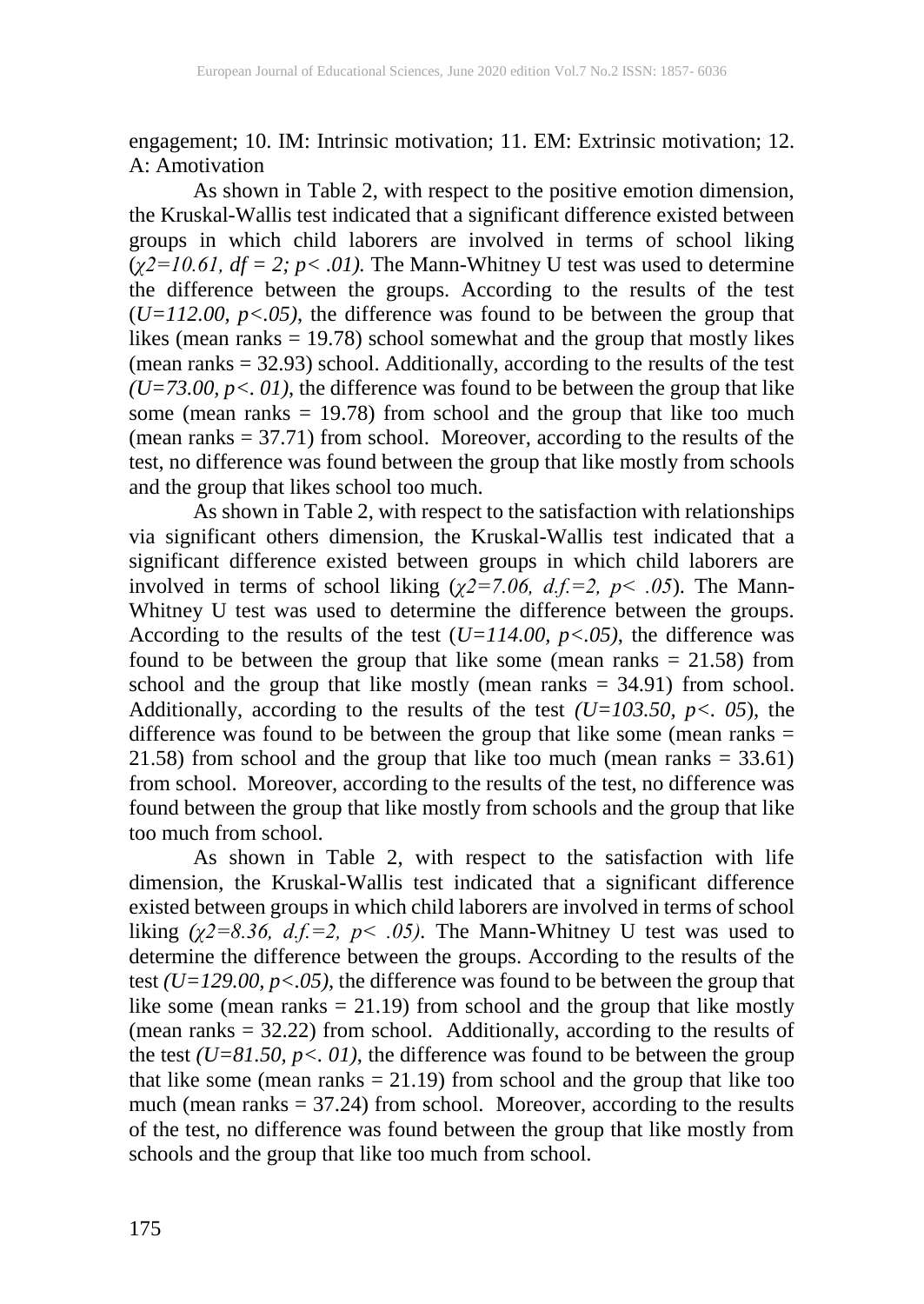engagement; 10. IM: Intrinsic motivation; 11. EM: Extrinsic motivation; 12. A: Amotivation

As shown in Table 2, with respect to the positive emotion dimension, the Kruskal-Wallis test indicated that a significant difference existed between groups in which child laborers are involved in terms of school liking ($\chi 2=10.61$, $df = 2$; $p< .01$). The Mann-Whitney U test was used to determine the difference between the groups. According to the results of the test ($U=112.00$, $p<.05$), the difference was found to be between the group that likes (mean ranks = 19.78) school somewhat and the group that mostly likes (mean ranks = 32.93) school. Additionally, according to the results of the test ($U=73.00$, $p<. 01$), the difference was found to be between the group that like some (mean ranks = 19.78) from school and the group that like too much (mean ranks = 37.71) from school. Moreover, according to the results of the test, no difference was found between the group that like mostly from schools and the group that likes school too much.

As shown in Table 2, with respect to the satisfaction with relationships via significant others dimension, the Kruskal-Wallis test indicated that a significant difference existed between groups in which child laborers are involved in terms of school liking ($\chi 2=7.06$, $d.f.=2$, $p< .05$). The Mann-Whitney U test was used to determine the difference between the groups. According to the results of the test ($U=114.00$, $p<.05$), the difference was found to be between the group that like some (mean ranks = 21.58) from school and the group that like mostly (mean ranks = 34.91) from school. Additionally, according to the results of the test ($U=103.50$, $p<. 05$), the difference was found to be between the group that like some (mean ranks = 21.58) from school and the group that like too much (mean ranks = 33.61) from school. Moreover, according to the results of the test, no difference was found between the group that like mostly from schools and the group that like too much from school.

As shown in Table 2, with respect to the satisfaction with life dimension, the Kruskal-Wallis test indicated that a significant difference existed between groups in which child laborers are involved in terms of school liking ($\chi 2=8.36$, $d.f.=2$, $p< .05$). The Mann-Whitney U test was used to determine the difference between the groups. According to the results of the test ($U=129.00$, $p<.05$), the difference was found to be between the group that like some (mean ranks = 21.19) from school and the group that like mostly (mean ranks = 32.22) from school. Additionally, according to the results of the test ($U=81.50$, $p<. 01$), the difference was found to be between the group that like some (mean ranks = 21.19) from school and the group that like too much (mean ranks = 37.24) from school. Moreover, according to the results of the test, no difference was found between the group that like mostly from schools and the group that like too much from school.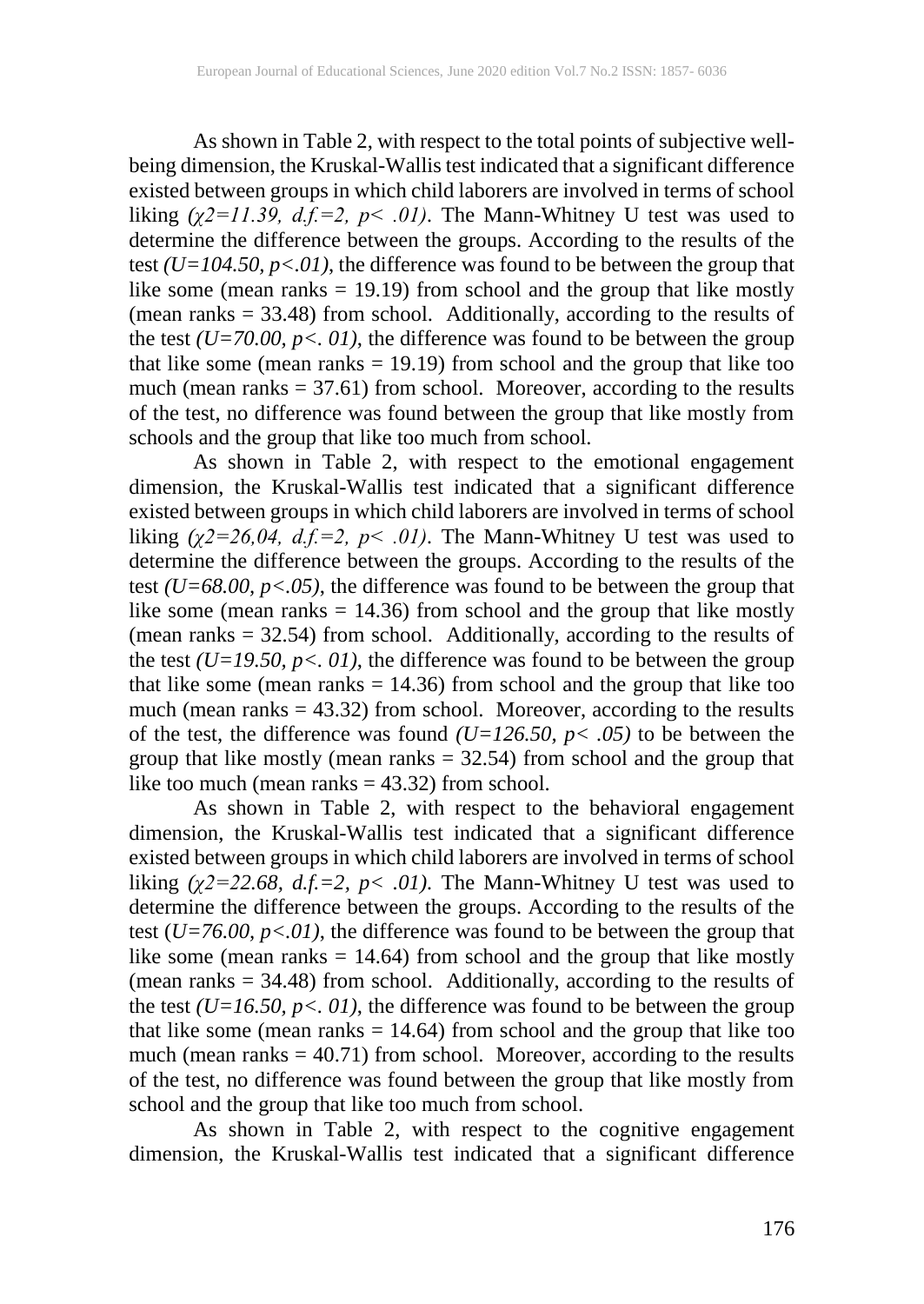As shown in Table 2, with respect to the total points of subjective well-being dimension, the Kruskal-Wallis test indicated that a significant difference existed between groups in which child laborers are involved in terms of school liking *($\chi 2=11.39$, $d.f.=2$, $p< .01$)*. The Mann-Whitney U test was used to determine the difference between the groups. According to the results of the test *($U=104.50$, $p<.01$)*, the difference was found to be between the group that like some (mean ranks = 19.19) from school and the group that like mostly (mean ranks = 33.48) from school. Additionally, according to the results of the test *($U=70.00$, $p<. 01$)*, the difference was found to be between the group that like some (mean ranks = 19.19) from school and the group that like too much (mean ranks = 37.61) from school. Moreover, according to the results of the test, no difference was found between the group that like mostly from schools and the group that like too much from school.

As shown in Table 2, with respect to the emotional engagement dimension, the Kruskal-Wallis test indicated that a significant difference existed between groups in which child laborers are involved in terms of school liking *($\chi 2=26,04$, $d.f.=2$, $p< .01$)*. The Mann-Whitney U test was used to determine the difference between the groups. According to the results of the test *($U=68.00$, $p<.05$)*, the difference was found to be between the group that like some (mean ranks = 14.36) from school and the group that like mostly (mean ranks = 32.54) from school. Additionally, according to the results of the test *($U=19.50$, $p<. 01$)*, the difference was found to be between the group that like some (mean ranks = 14.36) from school and the group that like too much (mean ranks = 43.32) from school. Moreover, according to the results of the test, the difference was found *($U=126.50$, $p< .05$)* to be between the group that like mostly (mean ranks = 32.54) from school and the group that like too much (mean ranks = 43.32) from school.

As shown in Table 2, with respect to the behavioral engagement dimension, the Kruskal-Wallis test indicated that a significant difference existed between groups in which child laborers are involved in terms of school liking *($\chi 2=22.68$, $d.f.=2$, $p< .01$)*. The Mann-Whitney U test was used to determine the difference between the groups. According to the results of the test (*$U=76.00$, $p<.01$*), the difference was found to be between the group that like some (mean ranks = 14.64) from school and the group that like mostly (mean ranks = 34.48) from school. Additionally, according to the results of the test *($U=16.50$, $p<. 01$)*, the difference was found to be between the group that like some (mean ranks = 14.64) from school and the group that like too much (mean ranks = 40.71) from school. Moreover, according to the results of the test, no difference was found between the group that like mostly from school and the group that like too much from school.

As shown in Table 2, with respect to the cognitive engagement dimension, the Kruskal-Wallis test indicated that a significant difference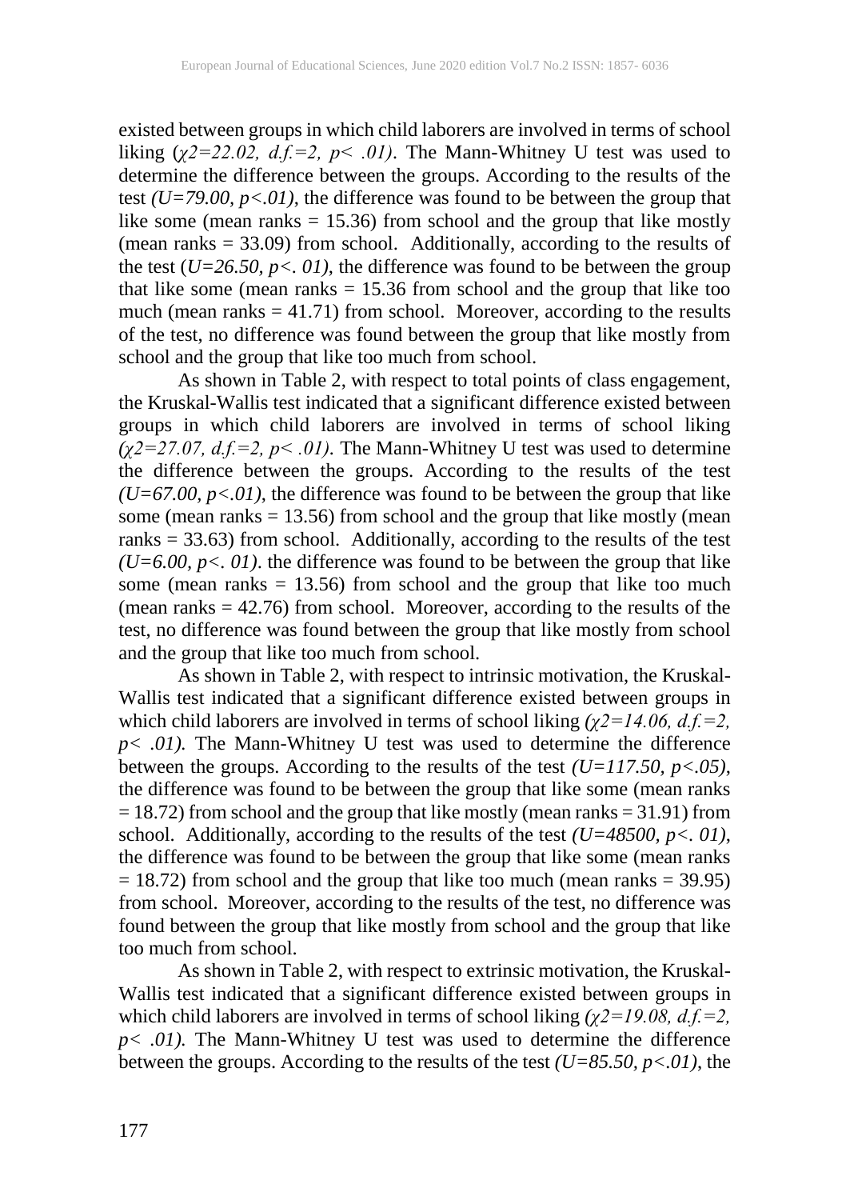existed between groups in which child laborers are involved in terms of school liking (*$\chi 2=22.02$, $d.f.=2$, $p< .01$*). The Mann-Whitney U test was used to determine the difference between the groups. According to the results of the test *($U=79.00$, $p<.01$)*, the difference was found to be between the group that like some (mean ranks = 15.36) from school and the group that like mostly (mean ranks = 33.09) from school. Additionally, according to the results of the test (*$U=26.50$, $p<. 01$*), the difference was found to be between the group that like some (mean ranks = 15.36 from school and the group that like too much (mean ranks = 41.71) from school. Moreover, according to the results of the test, no difference was found between the group that like mostly from school and the group that like too much from school.

As shown in Table 2, with respect to total points of class engagement, the Kruskal-Wallis test indicated that a significant difference existed between groups in which child laborers are involved in terms of school liking *($\chi 2=27.07$, $d.f.=2$, $p< .01$)*. The Mann-Whitney U test was used to determine the difference between the groups. According to the results of the test *($U=67.00$, $p<.01$)*, the difference was found to be between the group that like some (mean ranks = 13.56) from school and the group that like mostly (mean ranks = 33.63) from school. Additionally, according to the results of the test *($U=6.00$, $p<. 01$)*. the difference was found to be between the group that like some (mean ranks = 13.56) from school and the group that like too much (mean ranks = 42.76) from school. Moreover, according to the results of the test, no difference was found between the group that like mostly from school and the group that like too much from school.

As shown in Table 2, with respect to intrinsic motivation, the Kruskal-Wallis test indicated that a significant difference existed between groups in which child laborers are involved in terms of school liking *($\chi 2=14.06$, $d.f.=2$, $p< .01$)*. The Mann-Whitney U test was used to determine the difference between the groups. According to the results of the test *($U=117.50$, $p<.05$)*, the difference was found to be between the group that like some (mean ranks = 18.72) from school and the group that like mostly (mean ranks = 31.91) from school. Additionally, according to the results of the test *($U=48500$, $p<. 01$)*, the difference was found to be between the group that like some (mean ranks = 18.72) from school and the group that like too much (mean ranks = 39.95) from school. Moreover, according to the results of the test, no difference was found between the group that like mostly from school and the group that like too much from school.

As shown in Table 2, with respect to extrinsic motivation, the Kruskal-Wallis test indicated that a significant difference existed between groups in which child laborers are involved in terms of school liking *($\chi 2=19.08$, $d.f.=2$, $p< .01$)*. The Mann-Whitney U test was used to determine the difference between the groups. According to the results of the test *($U=85.50$, $p<.01$)*, the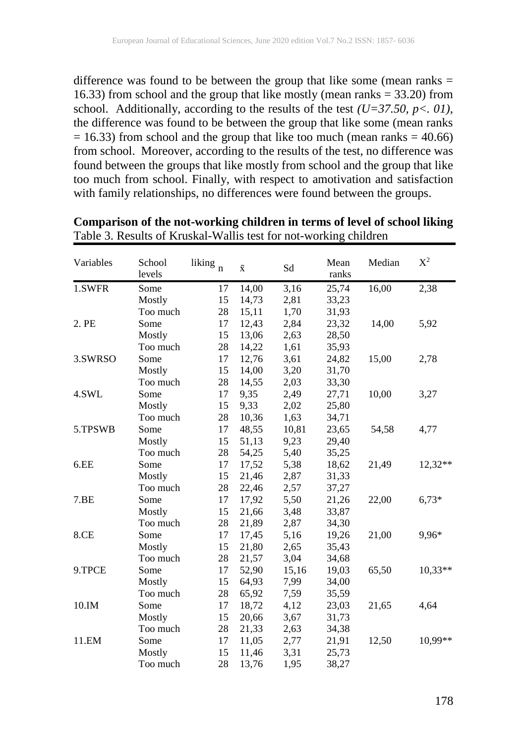difference was found to be between the group that like some (mean ranks = 16.33) from school and the group that like mostly (mean ranks = 33.20) from school. Additionally, according to the results of the test *(U=37.50, p<. 01)*, the difference was found to be between the group that like some (mean ranks = 16.33) from school and the group that like too much (mean ranks = 40.66) from school. Moreover, according to the results of the test, no difference was found between the groups that like mostly from school and the group that like too much from school. Finally, with respect to amotivation and satisfaction with family relationships, no differences were found between the groups.

**Comparison of the not-working children in terms of level of school liking**

Table 3. Results of Kruskal-Wallis test for not-working children

| Variables | School liking levels | n | x̄ | Sd | Mean ranks | Median | $X^2$ |
|---|---|---|---|---|---|---|---|
| 1.SWFR | Some | 17 | 14,00 | 3,16 | 25,74 | 16,00 | 2,38 |
| | Mostly | 15 | 14,73 | 2,81 | 33,23 | | |
| | Too much | 28 | 15,11 | 1,70 | 31,93 | | |
| 2. PE | Some | 17 | 12,43 | 2,84 | 23,32 | 14,00 | 5,92 |
| | Mostly | 15 | 13,06 | 2,63 | 28,50 | | |
| | Too much | 28 | 14,22 | 1,61 | 35,93 | | |
| 3.SWRSO | Some | 17 | 12,76 | 3,61 | 24,82 | 15,00 | 2,78 |
| | Mostly | 15 | 14,00 | 3,20 | 31,70 | | |
| | Too much | 28 | 14,55 | 2,03 | 33,30 | | |
| 4.SWL | Some | 17 | 9,35 | 2,49 | 27,71 | 10,00 | 3,27 |
| | Mostly | 15 | 9,33 | 2,02 | 25,80 | | |
| | Too much | 28 | 10,36 | 1,63 | 34,71 | | |
| 5.TPSWB | Some | 17 | 48,55 | 10,81 | 23,65 | 54,58 | 4,77 |
| | Mostly | 15 | 51,13 | 9,23 | 29,40 | | |
| | Too much | 28 | 54,25 | 5,40 | 35,25 | | |
| 6.EE | Some | 17 | 17,52 | 5,38 | 18,62 | 21,49 | 12,32** |
| | Mostly | 15 | 21,46 | 2,87 | 31,33 | | |
| | Too much | 28 | 22,46 | 2,57 | 37,27 | | |
| 7.BE | Some | 17 | 17,92 | 5,50 | 21,26 | 22,00 | 6,73* |
| | Mostly | 15 | 21,66 | 3,48 | 33,87 | | |
| | Too much | 28 | 21,89 | 2,87 | 34,30 | | |
| 8.CE | Some | 17 | 17,45 | 5,16 | 19,26 | 21,00 | 9,96* |
| | Mostly | 15 | 21,80 | 2,65 | 35,43 | | |
| | Too much | 28 | 21,57 | 3,04 | 34,68 | | |
| 9.TPCE | Some | 17 | 52,90 | 15,16 | 19,03 | 65,50 | 10,33** |
| | Mostly | 15 | 64,93 | 7,99 | 34,00 | | |
| | Too much | 28 | 65,92 | 7,59 | 35,59 | | |
| 10.IM | Some | 17 | 18,72 | 4,12 | 23,03 | 21,65 | 4,64 |
| | Mostly | 15 | 20,66 | 3,67 | 31,73 | | |
| | Too much | 28 | 21,33 | 2,63 | 34,38 | | |
| 11.EM | Some | 17 | 11,05 | 2,77 | 21,91 | 12,50 | 10,99** |
| | Mostly | 15 | 11,46 | 3,31 | 25,73 | | |
| | Too much | 28 | 13,76 | 1,95 | 38,27 | | |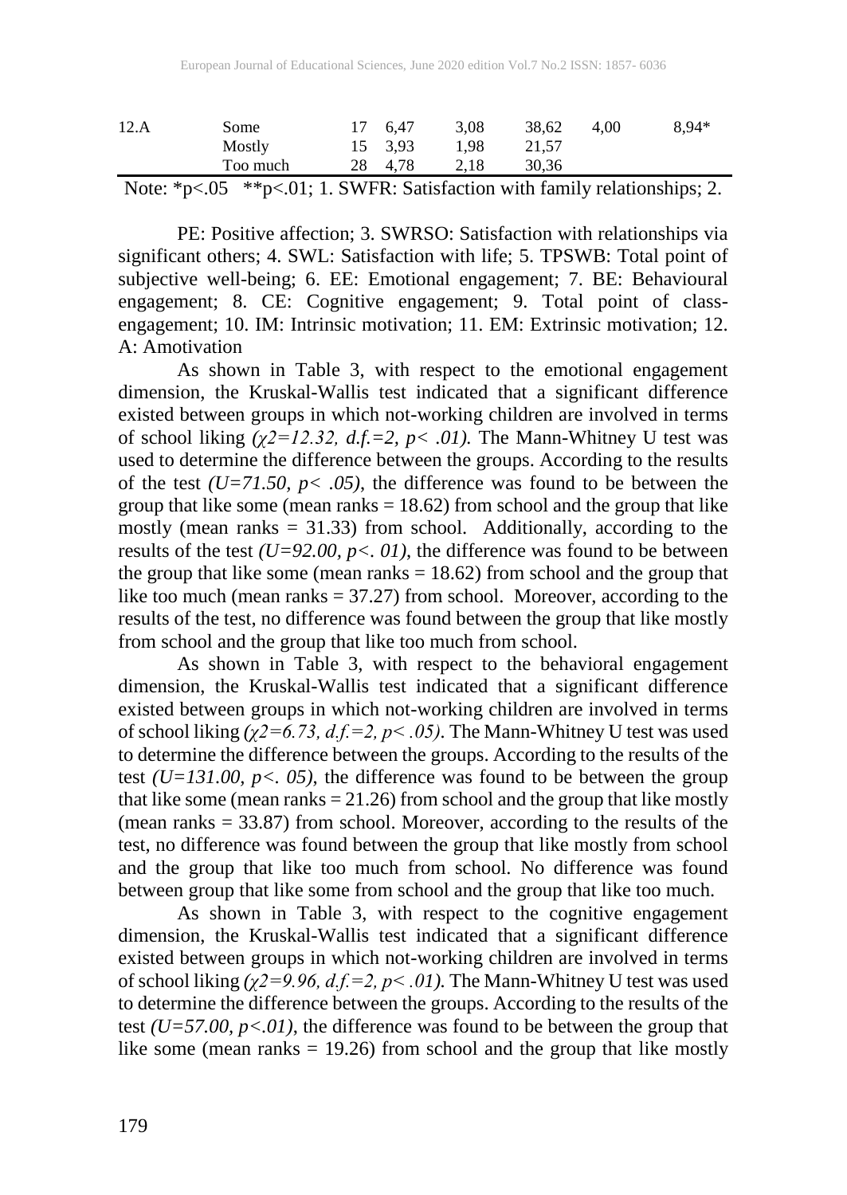| 12.A | Some | 17 | 6,47 | 3,08 | 38,62 | 4,00 | 8,94* |
|---|---|---|---|---|---|---|---|
| | Mostly | 15 | 3,93 | 1,98 | 21,57 | | |
| | Too much | 28 | 4,78 | 2,18 | 30,36 | | |

Note: *p<.05 **p<.01; 1. SWFR: Satisfaction with family relationships; 2. PE: Positive affection; 3. SWRSO: Satisfaction with relationships via significant others; 4. SWL: Satisfaction with life; 5. TPSWB: Total point of subjective well-being; 6. EE: Emotional engagement; 7. BE: Behavioural engagement; 8. CE: Cognitive engagement; 9. Total point of class-engagement; 10. IM: Intrinsic motivation; 11. EM: Extrinsic motivation; 12. A: Amotivation

As shown in Table 3, with respect to the emotional engagement dimension, the Kruskal-Wallis test indicated that a significant difference existed between groups in which not-working children are involved in terms of school liking *($\chi 2=12.32$, d.f.=2, $p< .01$).* The Mann-Whitney U test was used to determine the difference between the groups. According to the results of the test *($U=71.50$, $p< .05$)*, the difference was found to be between the group that like some (mean ranks = 18.62) from school and the group that like mostly (mean ranks = 31.33) from school. Additionally, according to the results of the test *($U=92.00$, $p<. 01$)*, the difference was found to be between the group that like some (mean ranks = 18.62) from school and the group that like too much (mean ranks = 37.27) from school. Moreover, according to the results of the test, no difference was found between the group that like mostly from school and the group that like too much from school.

As shown in Table 3, with respect to the behavioral engagement dimension, the Kruskal-Wallis test indicated that a significant difference existed between groups in which not-working children are involved in terms of school liking *($\chi 2=6.73$, d.f.=2, $p< .05$)*. The Mann-Whitney U test was used to determine the difference between the groups. According to the results of the test *($U=131.00$, $p<. 05$)*, the difference was found to be between the group that like some (mean ranks = 21.26) from school and the group that like mostly (mean ranks = 33.87) from school. Moreover, according to the results of the test, no difference was found between the group that like mostly from school and the group that like too much from school. No difference was found between group that like some from school and the group that like too much.

As shown in Table 3, with respect to the cognitive engagement dimension, the Kruskal-Wallis test indicated that a significant difference existed between groups in which not-working children are involved in terms of school liking *($\chi 2=9.96$, d.f.=2, $p< .01$).* The Mann-Whitney U test was used to determine the difference between the groups. According to the results of the test *($U=57.00$, $p<.01$)*, the difference was found to be between the group that like some (mean ranks = 19.26) from school and the group that like mostly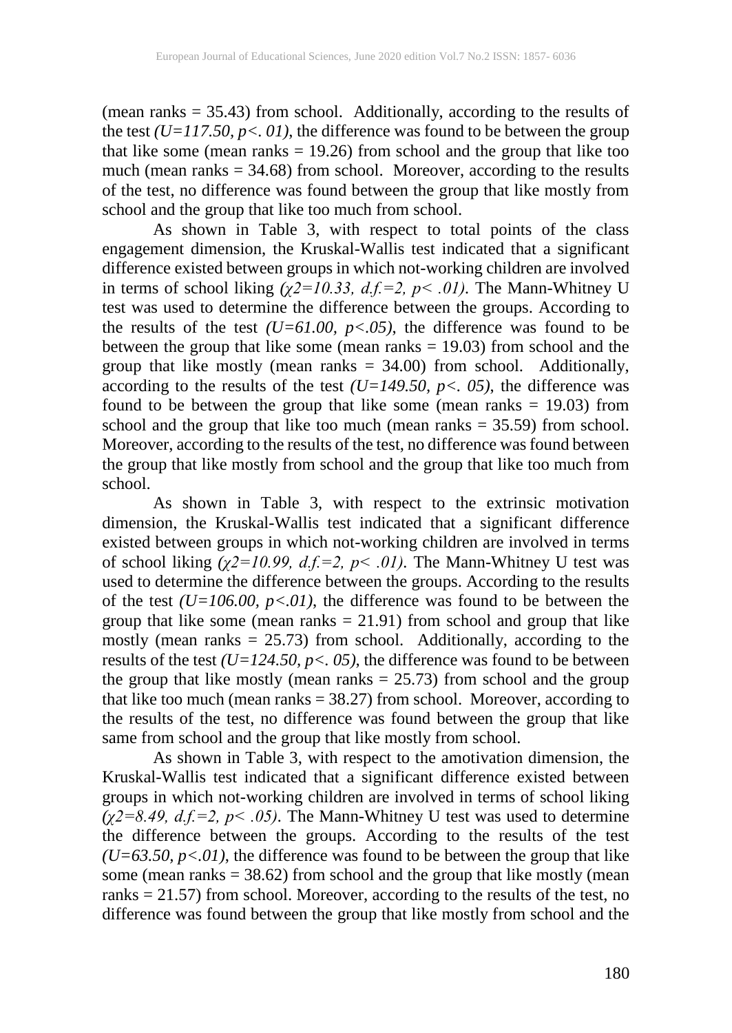(mean ranks = 35.43) from school. Additionally, according to the results of the test *($U=117.50$, $p<.01$)*, the difference was found to be between the group that like some (mean ranks = 19.26) from school and the group that like too much (mean ranks = 34.68) from school. Moreover, according to the results of the test, no difference was found between the group that like mostly from school and the group that like too much from school.

As shown in Table 3, with respect to total points of the class engagement dimension, the Kruskal-Wallis test indicated that a significant difference existed between groups in which not-working children are involved in terms of school liking *($\chi 2=10.33$, $d.f.=2$, $p< .01$)*. The Mann-Whitney U test was used to determine the difference between the groups. According to the results of the test *($U=61.00$, $p<.05$)*, the difference was found to be between the group that like some (mean ranks = 19.03) from school and the group that like mostly (mean ranks = 34.00) from school. Additionally, according to the results of the test *($U=149.50$, $p<.05$)*, the difference was found to be between the group that like some (mean ranks = 19.03) from school and the group that like too much (mean ranks = 35.59) from school. Moreover, according to the results of the test, no difference was found between the group that like mostly from school and the group that like too much from school.

As shown in Table 3, with respect to the extrinsic motivation dimension, the Kruskal-Wallis test indicated that a significant difference existed between groups in which not-working children are involved in terms of school liking *($\chi 2=10.99$, $d.f.=2$, $p< .01$)*. The Mann-Whitney U test was used to determine the difference between the groups. According to the results of the test *($U=106.00$, $p<.01$)*, the difference was found to be between the group that like some (mean ranks = 21.91) from school and group that like mostly (mean ranks = 25.73) from school. Additionally, according to the results of the test *($U=124.50$, $p<.05$)*, the difference was found to be between the group that like mostly (mean ranks = 25.73) from school and the group that like too much (mean ranks = 38.27) from school. Moreover, according to the results of the test, no difference was found between the group that like same from school and the group that like mostly from school.

As shown in Table 3, with respect to the amotivation dimension, the Kruskal-Wallis test indicated that a significant difference existed between groups in which not-working children are involved in terms of school liking *($\chi 2=8.49$, $d.f.=2$, $p< .05$)*. The Mann-Whitney U test was used to determine the difference between the groups. According to the results of the test *($U=63.50$, $p<.01$)*, the difference was found to be between the group that like some (mean ranks = 38.62) from school and the group that like mostly (mean ranks = 21.57) from school. Moreover, according to the results of the test, no difference was found between the group that like mostly from school and the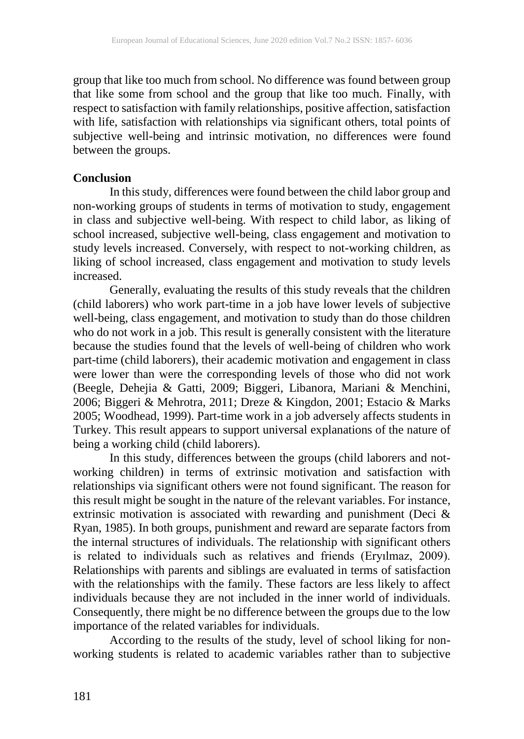group that like too much from school. No difference was found between group that like some from school and the group that like too much. Finally, with respect to satisfaction with family relationships, positive affection, satisfaction with life, satisfaction with relationships via significant others, total points of subjective well-being and intrinsic motivation, no differences were found between the groups.

**Conclusion**

In this study, differences were found between the child labor group and non-working groups of students in terms of motivation to study, engagement in class and subjective well-being. With respect to child labor, as liking of school increased, subjective well-being, class engagement and motivation to study levels increased. Conversely, with respect to not-working children, as liking of school increased, class engagement and motivation to study levels increased.

Generally, evaluating the results of this study reveals that the children (child laborers) who work part-time in a job have lower levels of subjective well-being, class engagement, and motivation to study than do those children who do not work in a job. This result is generally consistent with the literature because the studies found that the levels of well-being of children who work part-time (child laborers), their academic motivation and engagement in class were lower than were the corresponding levels of those who did not work (Beegle, Dehejia & Gatti, 2009; Biggeri, Libanora, Mariani & Menchini, 2006; Biggeri & Mehrotra, 2011; Dreze & Kingdon, 2001; Estacio & Marks 2005; Woodhead, 1999). Part-time work in a job adversely affects students in Turkey. This result appears to support universal explanations of the nature of being a working child (child laborers).

In this study, differences between the groups (child laborers and not-working children) in terms of extrinsic motivation and satisfaction with relationships via significant others were not found significant. The reason for this result might be sought in the nature of the relevant variables. For instance, extrinsic motivation is associated with rewarding and punishment (Deci & Ryan, 1985). In both groups, punishment and reward are separate factors from the internal structures of individuals. The relationship with significant others is related to individuals such as relatives and friends (Eryılmaz, 2009). Relationships with parents and siblings are evaluated in terms of satisfaction with the relationships with the family. These factors are less likely to affect individuals because they are not included in the inner world of individuals. Consequently, there might be no difference between the groups due to the low importance of the related variables for individuals.

According to the results of the study, level of school liking for non-working students is related to academic variables rather than to subjective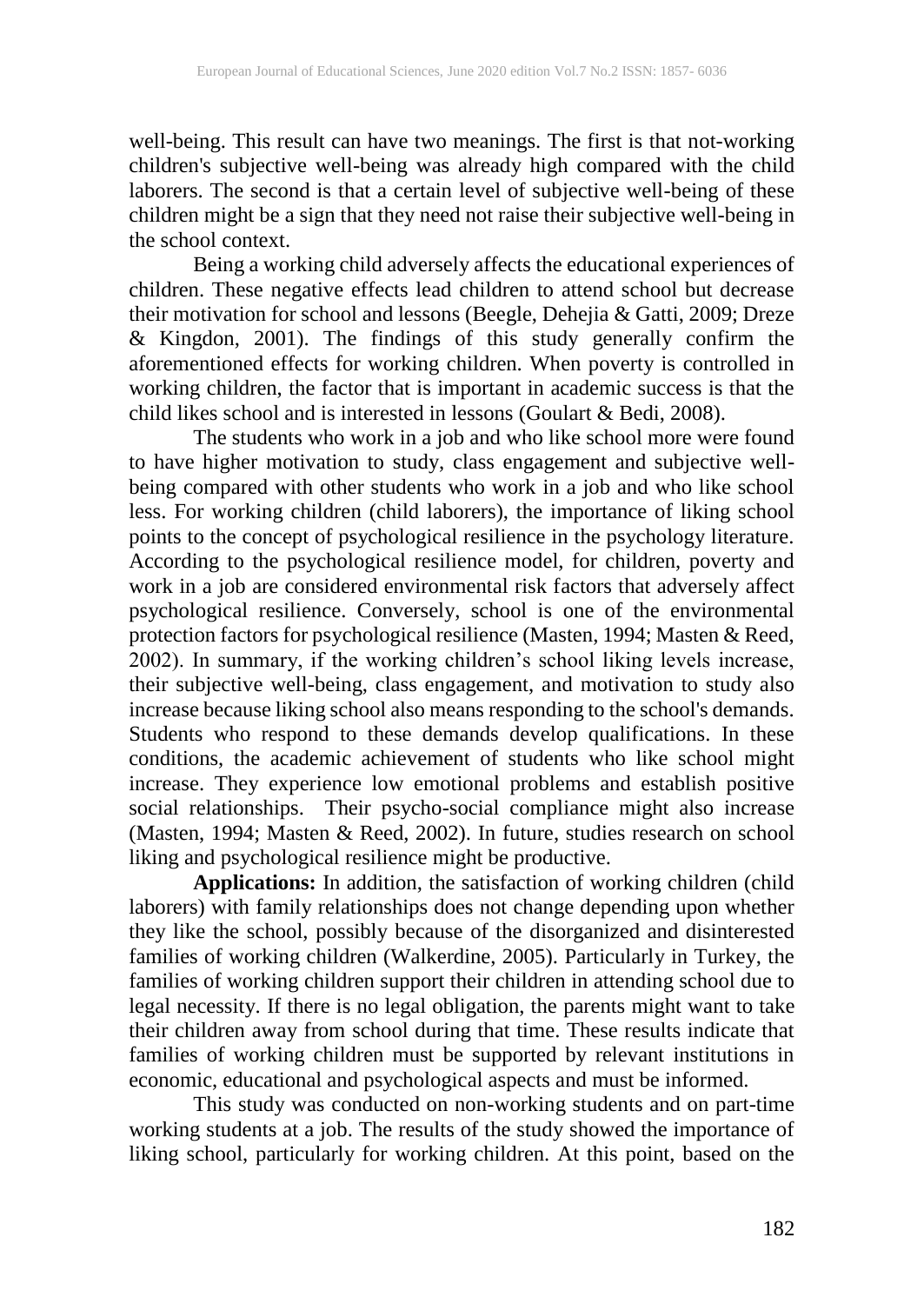well-being. This result can have two meanings. The first is that not-working children's subjective well-being was already high compared with the child laborers. The second is that a certain level of subjective well-being of these children might be a sign that they need not raise their subjective well-being in the school context.

Being a working child adversely affects the educational experiences of children. These negative effects lead children to attend school but decrease their motivation for school and lessons (Beegle, Dehejia & Gatti, 2009; Dreze & Kingdon, 2001). The findings of this study generally confirm the aforementioned effects for working children. When poverty is controlled in working children, the factor that is important in academic success is that the child likes school and is interested in lessons (Goulart & Bedi, 2008).

The students who work in a job and who like school more were found to have higher motivation to study, class engagement and subjective well-being compared with other students who work in a job and who like school less. For working children (child laborers), the importance of liking school points to the concept of psychological resilience in the psychology literature. According to the psychological resilience model, for children, poverty and work in a job are considered environmental risk factors that adversely affect psychological resilience. Conversely, school is one of the environmental protection factors for psychological resilience (Masten, 1994; Masten & Reed, 2002). In summary, if the working children's school liking levels increase, their subjective well-being, class engagement, and motivation to study also increase because liking school also means responding to the school's demands. Students who respond to these demands develop qualifications. In these conditions, the academic achievement of students who like school might increase. They experience low emotional problems and establish positive social relationships. Their psycho-social compliance might also increase (Masten, 1994; Masten & Reed, 2002). In future, studies research on school liking and psychological resilience might be productive.

**Applications:** In addition, the satisfaction of working children (child laborers) with family relationships does not change depending upon whether they like the school, possibly because of the disorganized and disinterested families of working children (Walkerdine, 2005). Particularly in Turkey, the families of working children support their children in attending school due to legal necessity. If there is no legal obligation, the parents might want to take their children away from school during that time. These results indicate that families of working children must be supported by relevant institutions in economic, educational and psychological aspects and must be informed.

This study was conducted on non-working students and on part-time working students at a job. The results of the study showed the importance of liking school, particularly for working children. At this point, based on the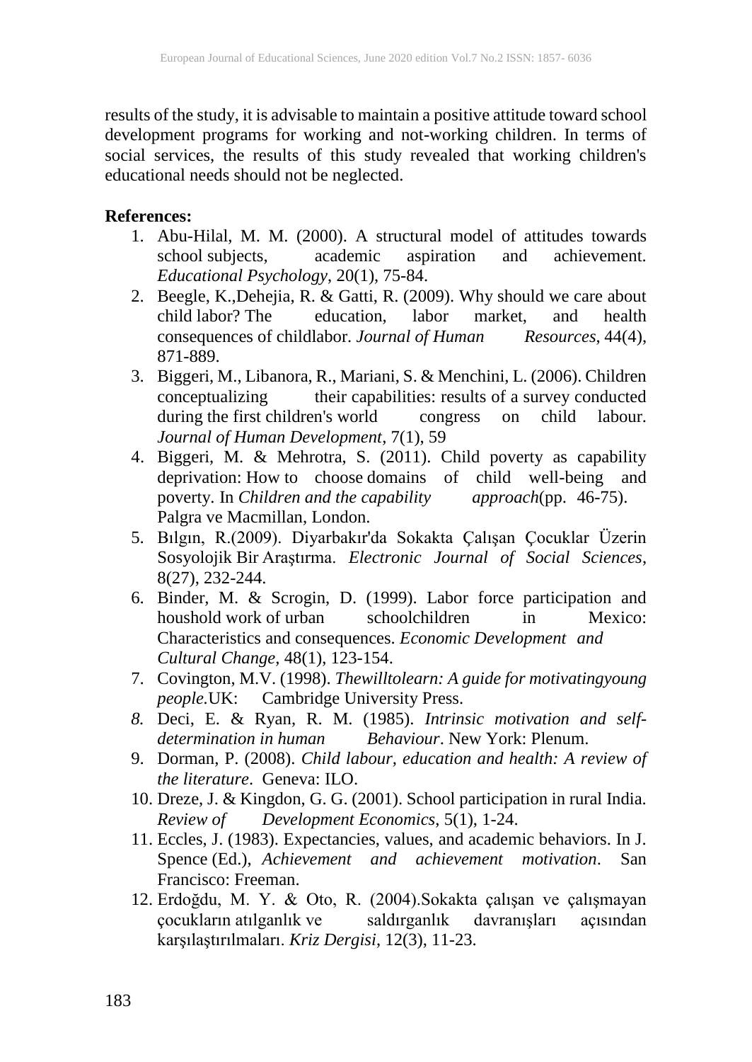results of the study, it is advisable to maintain a positive attitude toward school development programs for working and not-working children. In terms of social services, the results of this study revealed that working children's educational needs should not be neglected.

**References:**

1. Abu-Hilal, M. M. (2000). A structural model of attitudes towards school subjects, academic aspiration and achievement. *Educational Psychology*, 20(1), 75-84.
2. Beegle, K.,Dehejia, R. & Gatti, R. (2009). Why should we care about child labor? The education, labor market, and health consequences of childlabor. *Journal of Human Resources*, 44(4), 871-889.
3. Biggeri, M., Libanora, R., Mariani, S. & Menchini, L. (2006). Children conceptualizing their capabilities: results of a survey conducted during the first children's world congress on child labour. *Journal of Human Development*, 7(1), 59
4. Biggeri, M. & Mehrotra, S. (2011). Child poverty as capability deprivation: How to choose domains of child well-being and poverty. In *Children and the capability approach*(pp. 46-75). Palgra ve Macmillan, London.
5. Bılgın, R.(2009). Diyarbakır'da Sokakta Çalışan Çocuklar Üzerin Sosyolojik Bir Araştırma. *Electronic Journal of Social Sciences*, 8(27), 232-244.
6. Binder, M. & Scrogin, D. (1999). Labor force participation and houshold work of urban schoolchildren in Mexico: Characteristics and consequences. *Economic Development and Cultural Change*, 48(1), 123-154.
7. Covington, M.V. (1998). *Thewilltolearn: A guide for motivatingyoung people*.UK: Cambridge University Press.
8. Deci, E. & Ryan, R. M. (1985). *Intrinsic motivation and self-determination in human Behaviour*. New York: Plenum.
9. Dorman, P. (2008). *Child labour, education and health: A review of the literature*. Geneva: ILO.
10. Dreze, J. & Kingdon, G. G. (2001). School participation in rural India. *Review of Development Economics*, 5(1), 1-24.
11. Eccles, J. (1983). Expectancies, values, and academic behaviors. In J. Spence (Ed.), *Achievement and achievement motivation*. San Francisco: Freeman.
12. Erdoğdu, M. Y. & Oto, R. (2004).Sokakta çalışan ve çalışmayan çocukların atılganlık ve saldırganlık davranışları açısından karşılaştırılmaları. *Kriz Dergisi*, 12(3), 11-23.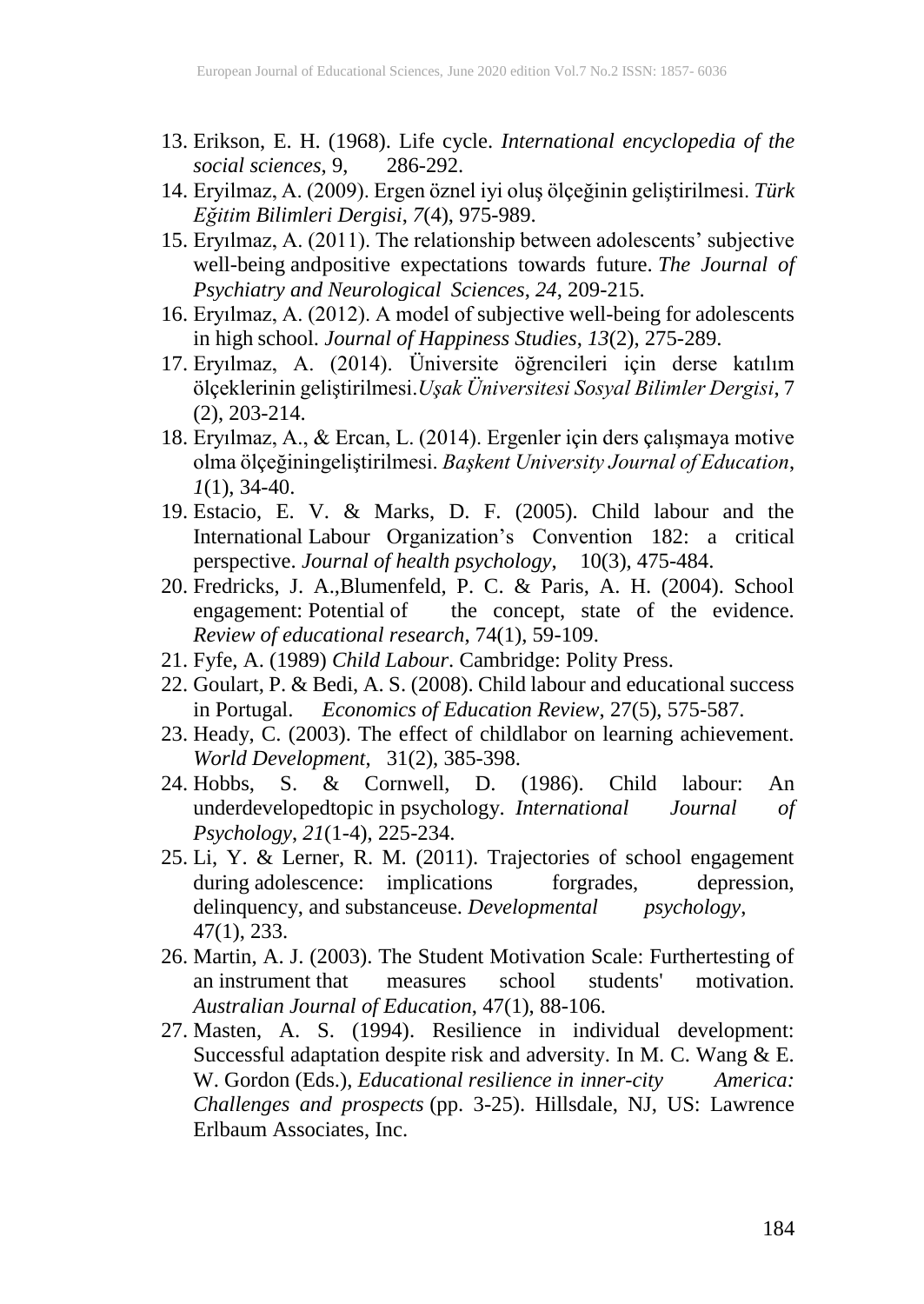13. Erikson, E. H. (1968). Life cycle. *International encyclopedia of the social sciences*, 9, 286-292.
14. Eryilmaz, A. (2009). Ergen öznel iyi oluş ölçeğinin geliştirilmesi. *Türk Eğitim Bilimleri Dergisi*, *7*(4), 975-989.
15. Eryılmaz, A. (2011). The relationship between adolescents' subjective well-being andpositive expectations towards future. *The Journal of Psychiatry and Neurological Sciences*, *24*, 209-215.
16. Eryılmaz, A. (2012). A model of subjective well-being for adolescents in high school. *Journal of Happiness Studies*, *13*(2), 275-289.
17. Eryılmaz, A. (2014). Üniversite öğrencileri için derse katılım ölçeklerinin geliştirilmesi.*Uşak Üniversitesi Sosyal Bilimler Dergisi*, 7 (2), 203-214.
18. Eryılmaz, A., & Ercan, L. (2014). Ergenler için ders çalışmaya motive olma ölçeğiningeliştirilmesi. *Başkent University Journal of Education*, *1*(1), 34-40.
19. Estacio, E. V. & Marks, D. F. (2005). Child labour and the International Labour Organization's Convention 182: a critical perspective. *Journal of health psychology*, 10(3), 475-484.
20. Fredricks, J. A.,Blumenfeld, P. C. & Paris, A. H. (2004). School engagement: Potential of the concept, state of the evidence. *Review of educational research*, 74(1), 59-109.
21. Fyfe, A. (1989) *Child Labour*. Cambridge: Polity Press.
22. Goulart, P. & Bedi, A. S. (2008). Child labour and educational success in Portugal. *Economics of Education Review*, 27(5), 575-587.
23. Heady, C. (2003). The effect of childlabor on learning achievement. *World Development*, 31(2), 385-398.
24. Hobbs, S. & Cornwell, D. (1986). Child labour: An underdevelopedtopic in psychology. *International Journal of Psychology*, *21*(1-4), 225-234.
25. Li, Y. & Lerner, R. M. (2011). Trajectories of school engagement during adolescence: implications forgrades, depression, delinquency, and substanceuse. *Developmental psychology*, 47(1), 233.
26. Martin, A. J. (2003). The Student Motivation Scale: Furthertesting of an instrument that measures school students' motivation. *Australian Journal of Education*, 47(1), 88-106.
27. Masten, A. S. (1994). Resilience in individual development: Successful adaptation despite risk and adversity. In M. C. Wang & E. W. Gordon (Eds.), *Educational resilience in inner-city America: Challenges and prospects* (pp. 3-25). Hillsdale, NJ, US: Lawrence Erlbaum Associates, Inc.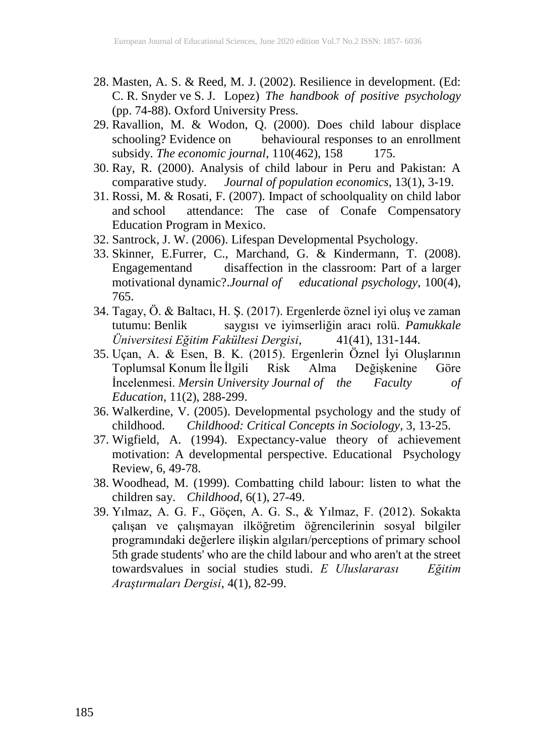28. Masten, A. S. & Reed, M. J. (2002). Resilience in development. (Ed: C. R. Snyder ve S. J. Lopez) *The handbook of positive psychology* (pp. 74-88). Oxford University Press.
29. Ravallion, M. & Wodon, Q. (2000). Does child labour displace schooling? Evidence on behavioural responses to an enrollment subsidy. *The economic journal*, 110(462), 158 175.
30. Ray, R. (2000). Analysis of child labour in Peru and Pakistan: A comparative study. *Journal of population economics*, 13(1), 3-19.
31. Rossi, M. & Rosati, F. (2007). Impact of schoolquality on child labor and school attendance: The case of Conafe Compensatory Education Program in Mexico.
32. Santrock, J. W. (2006). Lifespan Developmental Psychology.
33. Skinner, E.Furrer, C., Marchand, G. & Kindermann, T. (2008). Engagementand disaffection in the classroom: Part of a larger motivational dynamic?.*Journal of educational psychology*, 100(4), 765.
34. Tagay, Ö. & Baltacı, H. Ş. (2017). Ergenlerde öznel iyi oluş ve zaman tutumu: Benlik saygısı ve iyimserliğin aracı rolü. *Pamukkale Üniversitesi Eğitim Fakültesi Dergisi*, 41(41), 131-144.
35. Uçan, A. & Esen, B. K. (2015). Ergenlerin Öznel İyi Oluşlarının Toplumsal Konum İle İlgili Risk Alma Değişkenine Göre İncelenmesi. *Mersin University Journal of the Faculty of Education*, 11(2), 288-299.
36. Walkerdine, V. (2005). Developmental psychology and the study of childhood. *Childhood: Critical Concepts in Sociology*, 3, 13-25.
37. Wigfield, A. (1994). Expectancy-value theory of achievement motivation: A developmental perspective. Educational Psychology Review, 6, 49-78.
38. Woodhead, M. (1999). Combatting child labour: listen to what the children say. *Childhood*, 6(1), 27-49.
39. Yılmaz, A. G. F., Göçen, A. G. S., & Yılmaz, F. (2012). Sokakta çalışan ve çalışmayan ilköğretim öğrencilerinin sosyal bilgiler programındaki değerlere ilişkin algıları/perceptions of primary school 5th grade students' who are the child labour and who aren't at the street towardsvalues in social studies studi. *E Uluslararası Eğitim Araştırmaları Dergisi*, 4(1), 82-99.